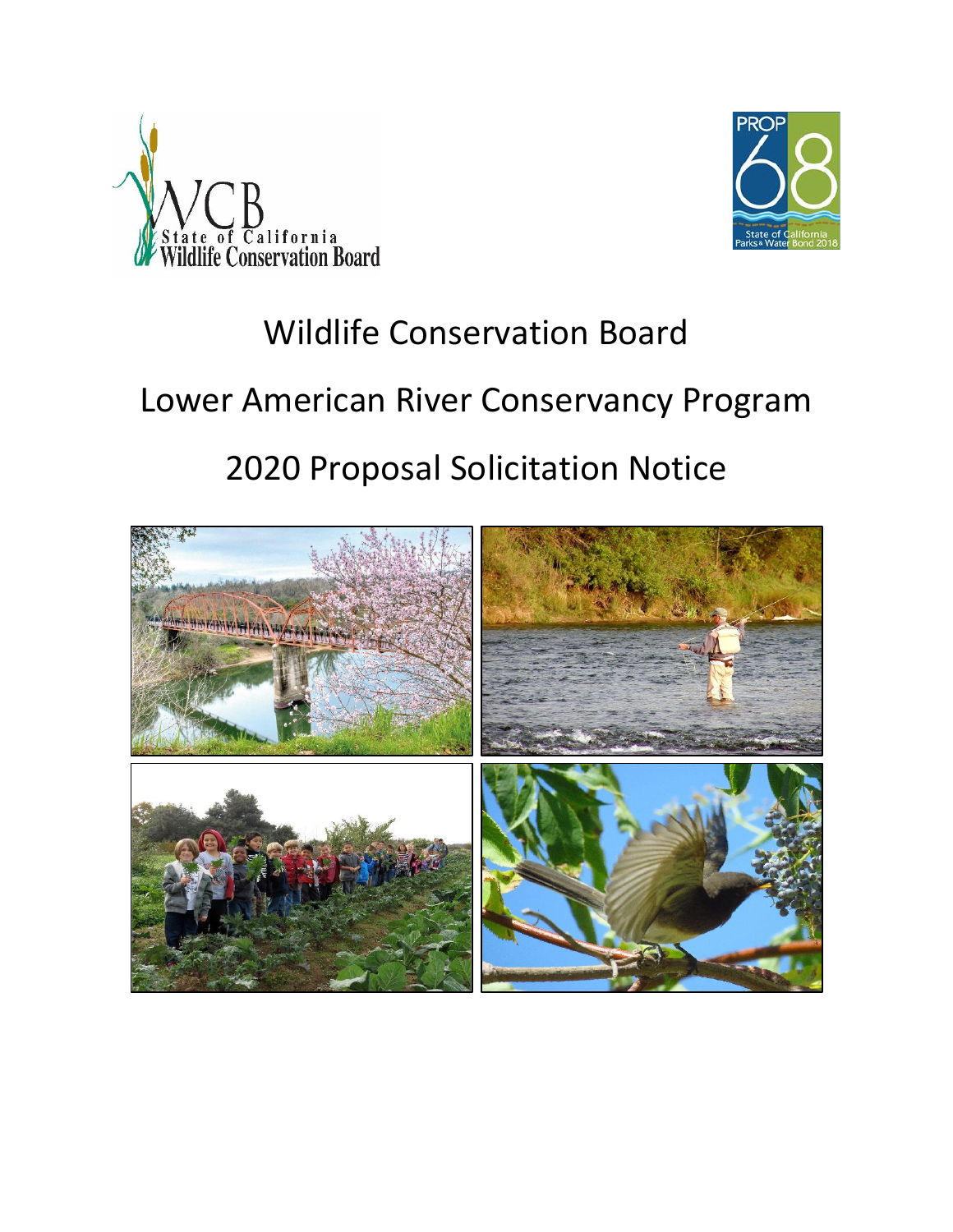# Wildlife Conservation Board

# Lower American River Conservancy Program

# 2020 Proposal Solicitation Notice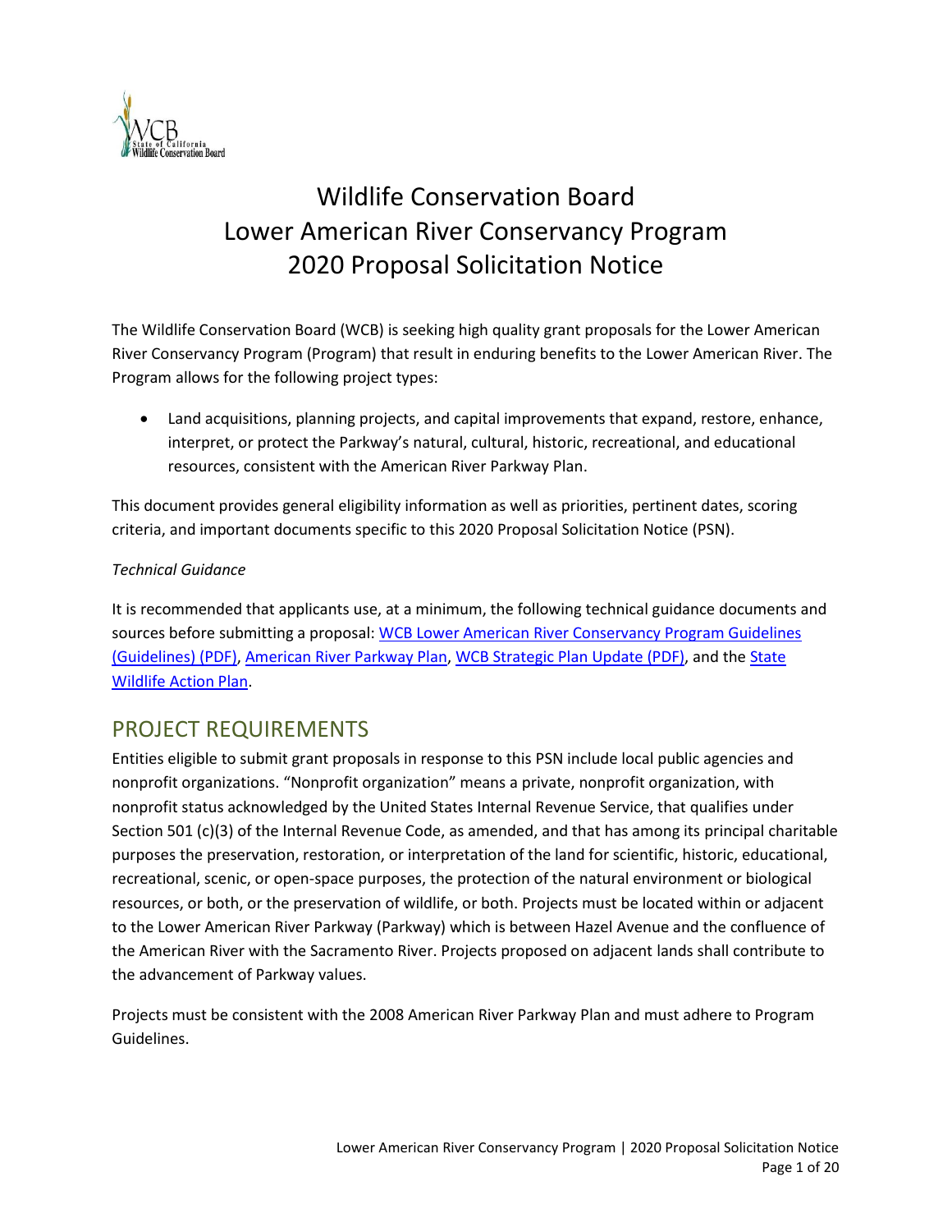# Wildlife Conservation Board
# Lower American River Conservancy Program
# 2020 Proposal Solicitation Notice

The Wildlife Conservation Board (WCB) is seeking high quality grant proposals for the Lower American River Conservancy Program (Program) that result in enduring benefits to the Lower American River. The Program allows for the following project types:

- Land acquisitions, planning projects, and capital improvements that expand, restore, enhance, interpret, or protect the Parkway's natural, cultural, historic, recreational, and educational resources, consistent with the American River Parkway Plan.

This document provides general eligibility information as well as priorities, pertinent dates, scoring criteria, and important documents specific to this 2020 Proposal Solicitation Notice (PSN).

*Technical Guidance*

It is recommended that applicants use, at a minimum, the following technical guidance documents and sources before submitting a proposal: WCB Lower American River Conservancy Program Guidelines (Guidelines) (PDF), American River Parkway Plan, WCB Strategic Plan Update (PDF), and the State Wildlife Action Plan.

## PROJECT REQUIREMENTS

Entities eligible to submit grant proposals in response to this PSN include local public agencies and nonprofit organizations. "Nonprofit organization" means a private, nonprofit organization, with nonprofit status acknowledged by the United States Internal Revenue Service, that qualifies under Section 501 (c)(3) of the Internal Revenue Code, as amended, and that has among its principal charitable purposes the preservation, restoration, or interpretation of the land for scientific, historic, educational, recreational, scenic, or open-space purposes, the protection of the natural environment or biological resources, or both, or the preservation of wildlife, or both. Projects must be located within or adjacent to the Lower American River Parkway (Parkway) which is between Hazel Avenue and the confluence of the American River with the Sacramento River. Projects proposed on adjacent lands shall contribute to the advancement of Parkway values.

Projects must be consistent with the 2008 American River Parkway Plan and must adhere to Program Guidelines.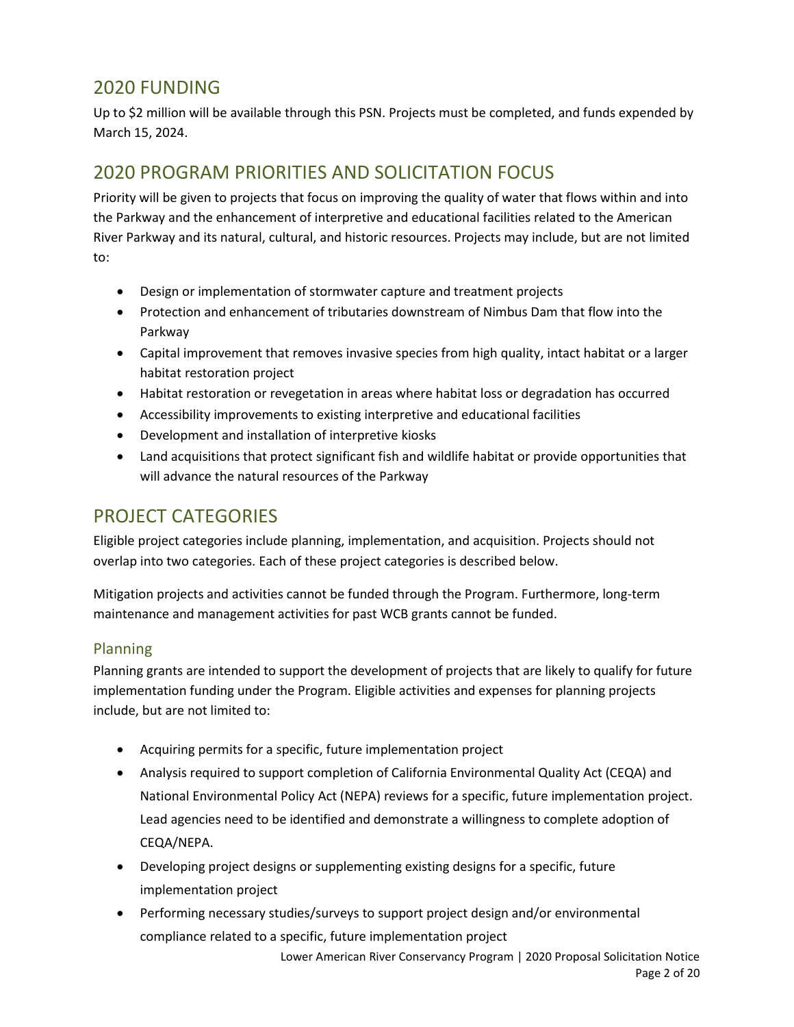## 2020 FUNDING

Up to $2 million will be available through this PSN. Projects must be completed, and funds expended by March 15, 2024.

## 2020 PROGRAM PRIORITIES AND SOLICITATION FOCUS

Priority will be given to projects that focus on improving the quality of water that flows within and into the Parkway and the enhancement of interpretive and educational facilities related to the American River Parkway and its natural, cultural, and historic resources. Projects may include, but are not limited to:

- Design or implementation of stormwater capture and treatment projects
- Protection and enhancement of tributaries downstream of Nimbus Dam that flow into the Parkway
- Capital improvement that removes invasive species from high quality, intact habitat or a larger habitat restoration project
- Habitat restoration or revegetation in areas where habitat loss or degradation has occurred
- Accessibility improvements to existing interpretive and educational facilities
- Development and installation of interpretive kiosks
- Land acquisitions that protect significant fish and wildlife habitat or provide opportunities that will advance the natural resources of the Parkway

## PROJECT CATEGORIES

Eligible project categories include planning, implementation, and acquisition. Projects should not overlap into two categories. Each of these project categories is described below.

Mitigation projects and activities cannot be funded through the Program. Furthermore, long-term maintenance and management activities for past WCB grants cannot be funded.

### Planning

Planning grants are intended to support the development of projects that are likely to qualify for future implementation funding under the Program. Eligible activities and expenses for planning projects include, but are not limited to:

- Acquiring permits for a specific, future implementation project
- Analysis required to support completion of California Environmental Quality Act (CEQA) and National Environmental Policy Act (NEPA) reviews for a specific, future implementation project. Lead agencies need to be identified and demonstrate a willingness to complete adoption of CEQA/NEPA.
- Developing project designs or supplementing existing designs for a specific, future implementation project
- Performing necessary studies/surveys to support project design and/or environmental compliance related to a specific, future implementation project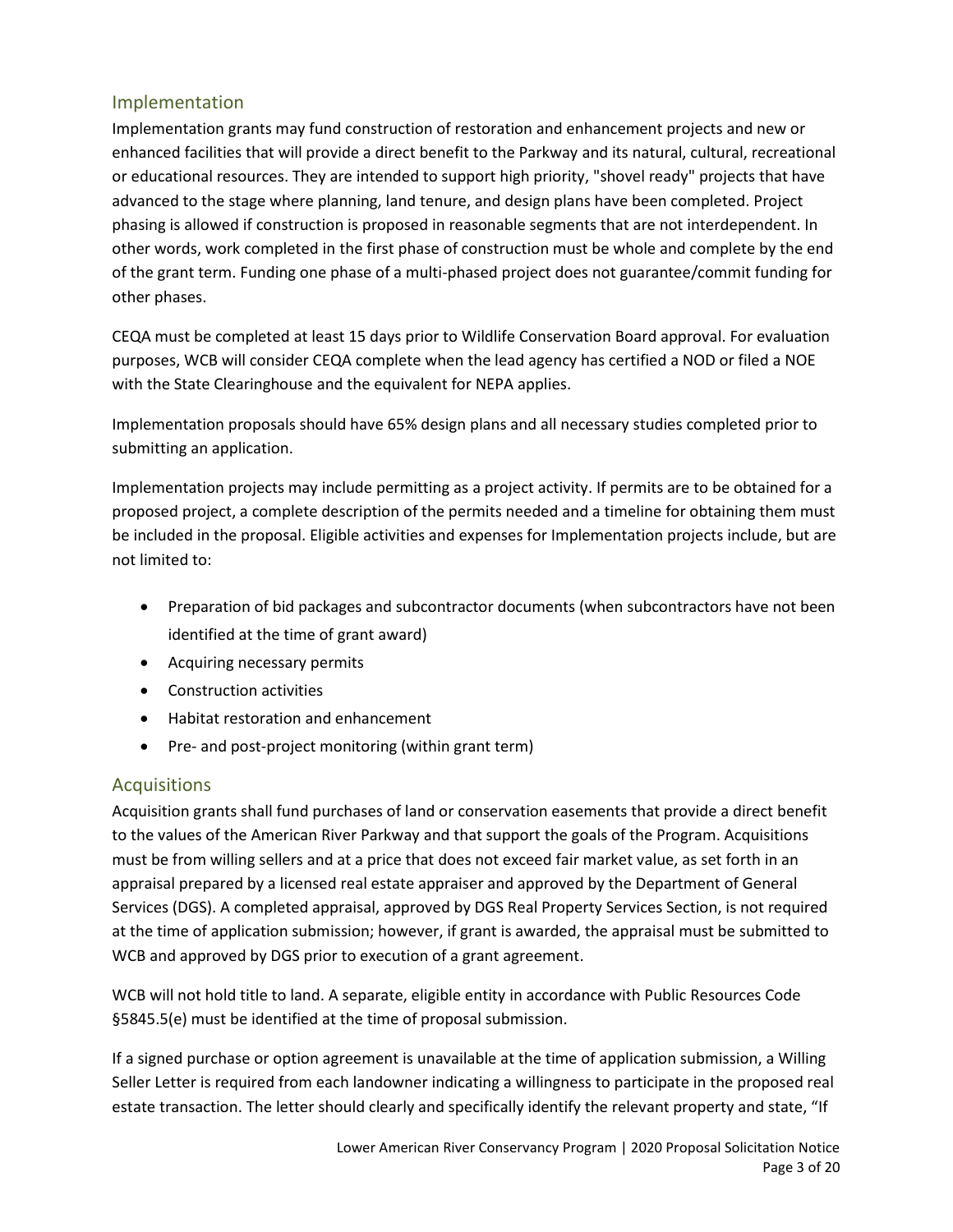## Implementation

Implementation grants may fund construction of restoration and enhancement projects and new or enhanced facilities that will provide a direct benefit to the Parkway and its natural, cultural, recreational or educational resources. They are intended to support high priority, "shovel ready" projects that have advanced to the stage where planning, land tenure, and design plans have been completed. Project phasing is allowed if construction is proposed in reasonable segments that are not interdependent. In other words, work completed in the first phase of construction must be whole and complete by the end of the grant term. Funding one phase of a multi-phased project does not guarantee/commit funding for other phases.

CEQA must be completed at least 15 days prior to Wildlife Conservation Board approval. For evaluation purposes, WCB will consider CEQA complete when the lead agency has certified a NOD or filed a NOE with the State Clearinghouse and the equivalent for NEPA applies.

Implementation proposals should have 65% design plans and all necessary studies completed prior to submitting an application.

Implementation projects may include permitting as a project activity. If permits are to be obtained for a proposed project, a complete description of the permits needed and a timeline for obtaining them must be included in the proposal. Eligible activities and expenses for Implementation projects include, but are not limited to:

- Preparation of bid packages and subcontractor documents (when subcontractors have not been identified at the time of grant award)
- Acquiring necessary permits
- Construction activities
- Habitat restoration and enhancement
- Pre- and post-project monitoring (within grant term)

## Acquisitions

Acquisition grants shall fund purchases of land or conservation easements that provide a direct benefit to the values of the American River Parkway and that support the goals of the Program. Acquisitions must be from willing sellers and at a price that does not exceed fair market value, as set forth in an appraisal prepared by a licensed real estate appraiser and approved by the Department of General Services (DGS). A completed appraisal, approved by DGS Real Property Services Section, is not required at the time of application submission; however, if grant is awarded, the appraisal must be submitted to WCB and approved by DGS prior to execution of a grant agreement.

WCB will not hold title to land. A separate, eligible entity in accordance with Public Resources Code §5845.5(e) must be identified at the time of proposal submission.

If a signed purchase or option agreement is unavailable at the time of application submission, a Willing Seller Letter is required from each landowner indicating a willingness to participate in the proposed real estate transaction. The letter should clearly and specifically identify the relevant property and state, “If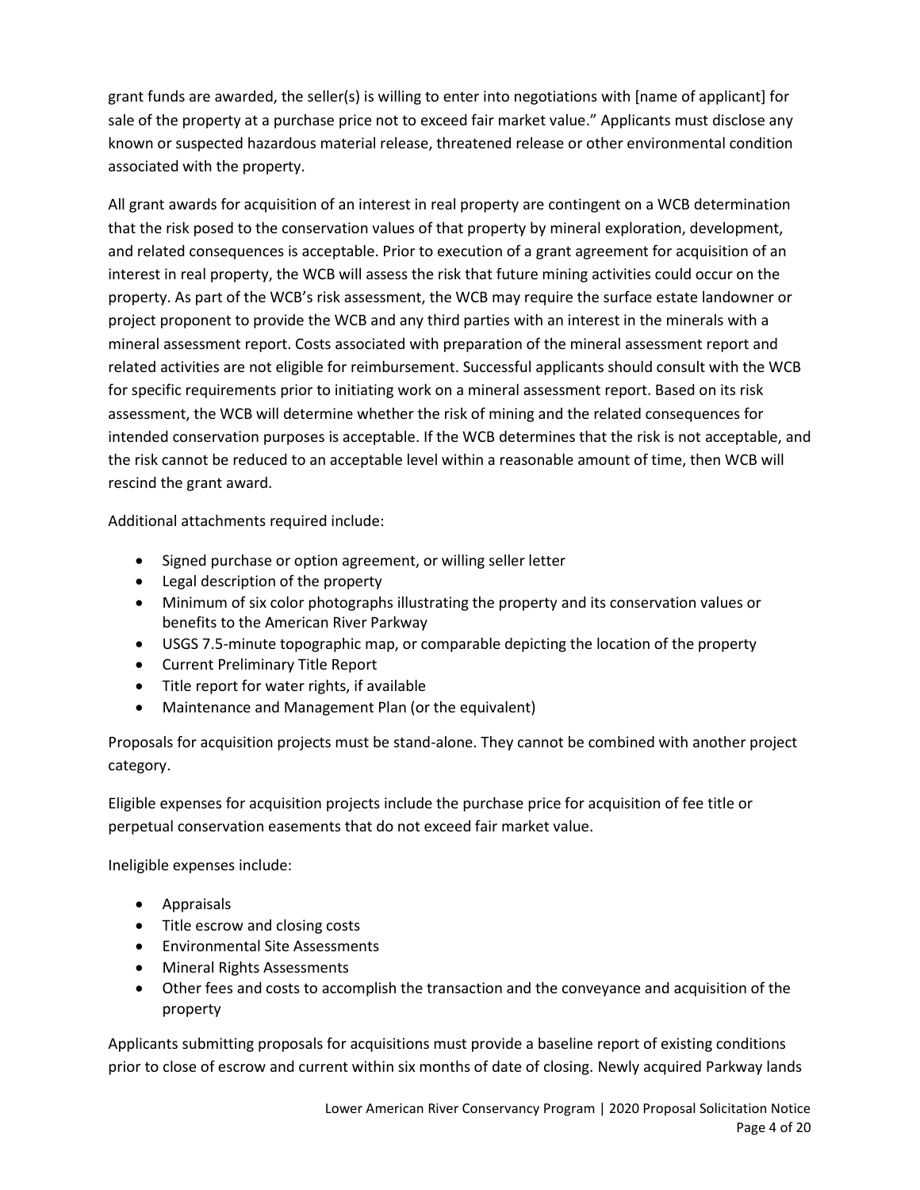grant funds are awarded, the seller(s) is willing to enter into negotiations with [name of applicant] for sale of the property at a purchase price not to exceed fair market value." Applicants must disclose any known or suspected hazardous material release, threatened release or other environmental condition associated with the property.

All grant awards for acquisition of an interest in real property are contingent on a WCB determination that the risk posed to the conservation values of that property by mineral exploration, development, and related consequences is acceptable. Prior to execution of a grant agreement for acquisition of an interest in real property, the WCB will assess the risk that future mining activities could occur on the property. As part of the WCB's risk assessment, the WCB may require the surface estate landowner or project proponent to provide the WCB and any third parties with an interest in the minerals with a mineral assessment report. Costs associated with preparation of the mineral assessment report and related activities are not eligible for reimbursement. Successful applicants should consult with the WCB for specific requirements prior to initiating work on a mineral assessment report. Based on its risk assessment, the WCB will determine whether the risk of mining and the related consequences for intended conservation purposes is acceptable. If the WCB determines that the risk is not acceptable, and the risk cannot be reduced to an acceptable level within a reasonable amount of time, then WCB will rescind the grant award.

Additional attachments required include:

- Signed purchase or option agreement, or willing seller letter
- Legal description of the property
- Minimum of six color photographs illustrating the property and its conservation values or benefits to the American River Parkway
- USGS 7.5-minute topographic map, or comparable depicting the location of the property
- Current Preliminary Title Report
- Title report for water rights, if available
- Maintenance and Management Plan (or the equivalent)

Proposals for acquisition projects must be stand-alone. They cannot be combined with another project category.

Eligible expenses for acquisition projects include the purchase price for acquisition of fee title or perpetual conservation easements that do not exceed fair market value.

Ineligible expenses include:

- Appraisals
- Title escrow and closing costs
- Environmental Site Assessments
- Mineral Rights Assessments
- Other fees and costs to accomplish the transaction and the conveyance and acquisition of the property

Applicants submitting proposals for acquisitions must provide a baseline report of existing conditions prior to close of escrow and current within six months of date of closing. Newly acquired Parkway lands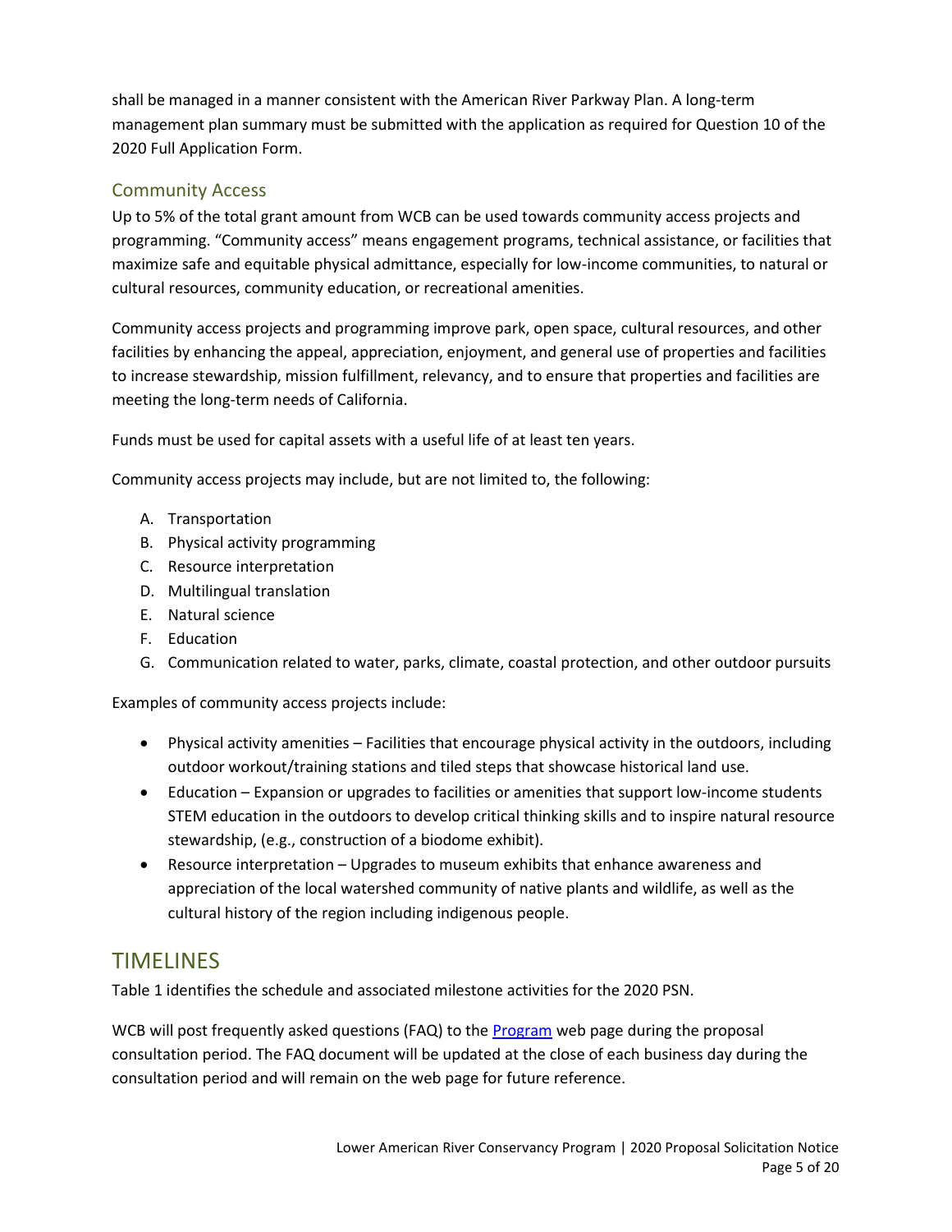shall be managed in a manner consistent with the American River Parkway Plan. A long-term management plan summary must be submitted with the application as required for Question 10 of the 2020 Full Application Form.

### Community Access

Up to 5% of the total grant amount from WCB can be used towards community access projects and programming. "Community access" means engagement programs, technical assistance, or facilities that maximize safe and equitable physical admittance, especially for low-income communities, to natural or cultural resources, community education, or recreational amenities.

Community access projects and programming improve park, open space, cultural resources, and other facilities by enhancing the appeal, appreciation, enjoyment, and general use of properties and facilities to increase stewardship, mission fulfillment, relevancy, and to ensure that properties and facilities are meeting the long-term needs of California.

Funds must be used for capital assets with a useful life of at least ten years.

Community access projects may include, but are not limited to, the following:

A. Transportation
B. Physical activity programming
C. Resource interpretation
D. Multilingual translation
E. Natural science
F. Education
G. Communication related to water, parks, climate, coastal protection, and other outdoor pursuits

Examples of community access projects include:

- Physical activity amenities – Facilities that encourage physical activity in the outdoors, including outdoor workout/training stations and tiled steps that showcase historical land use.
- Education – Expansion or upgrades to facilities or amenities that support low-income students STEM education in the outdoors to develop critical thinking skills and to inspire natural resource stewardship, (e.g., construction of a biodome exhibit).
- Resource interpretation – Upgrades to museum exhibits that enhance awareness and appreciation of the local watershed community of native plants and wildlife, as well as the cultural history of the region including indigenous people.

## TIMELINES

Table 1 identifies the schedule and associated milestone activities for the 2020 PSN.

WCB will post frequently asked questions (FAQ) to the Program web page during the proposal consultation period. The FAQ document will be updated at the close of each business day during the consultation period and will remain on the web page for future reference.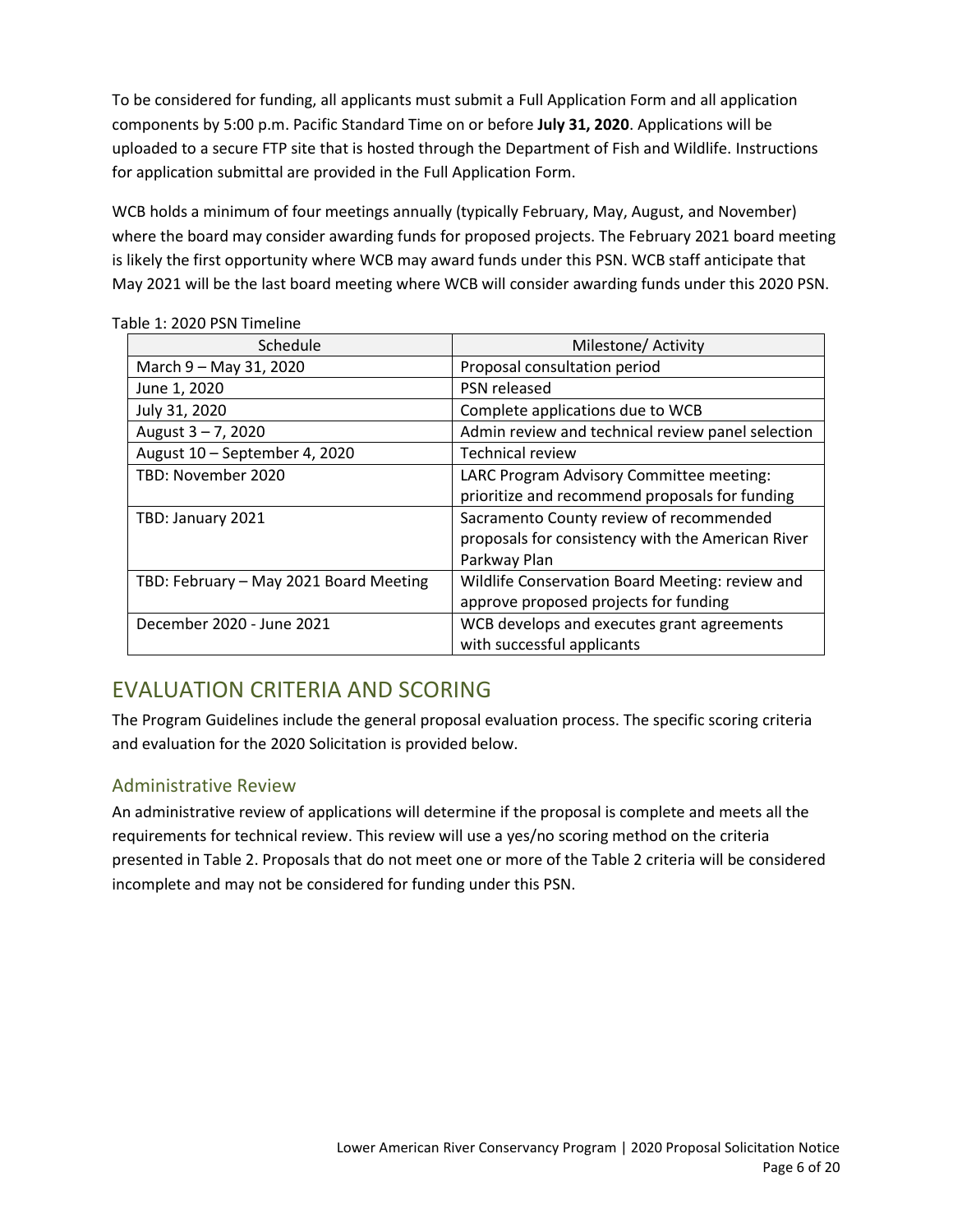To be considered for funding, all applicants must submit a Full Application Form and all application components by 5:00 p.m. Pacific Standard Time on or before **July 31, 2020**. Applications will be uploaded to a secure FTP site that is hosted through the Department of Fish and Wildlife. Instructions for application submittal are provided in the Full Application Form.

WCB holds a minimum of four meetings annually (typically February, May, August, and November) where the board may consider awarding funds for proposed projects. The February 2021 board meeting is likely the first opportunity where WCB may award funds under this PSN. WCB staff anticipate that May 2021 will be the last board meeting where WCB will consider awarding funds under this 2020 PSN.

Table 1: 2020 PSN Timeline

| Schedule | Milestone/ Activity |
|---|---|
| March 9 – May 31, 2020 | Proposal consultation period |
| June 1, 2020 | PSN released |
| July 31, 2020 | Complete applications due to WCB |
| August 3 – 7, 2020 | Admin review and technical review panel selection |
| August 10 – September 4, 2020 | Technical review |
| TBD: November 2020 | LARC Program Advisory Committee meeting: prioritize and recommend proposals for funding |
| TBD: January 2021 | Sacramento County review of recommended proposals for consistency with the American River Parkway Plan |
| TBD: February – May 2021 Board Meeting | Wildlife Conservation Board Meeting: review and approve proposed projects for funding |
| December 2020 - June 2021 | WCB develops and executes grant agreements with successful applicants |

# EVALUATION CRITERIA AND SCORING

The Program Guidelines include the general proposal evaluation process. The specific scoring criteria and evaluation for the 2020 Solicitation is provided below.

## Administrative Review

An administrative review of applications will determine if the proposal is complete and meets all the requirements for technical review. This review will use a yes/no scoring method on the criteria presented in Table 2. Proposals that do not meet one or more of the Table 2 criteria will be considered incomplete and may not be considered for funding under this PSN.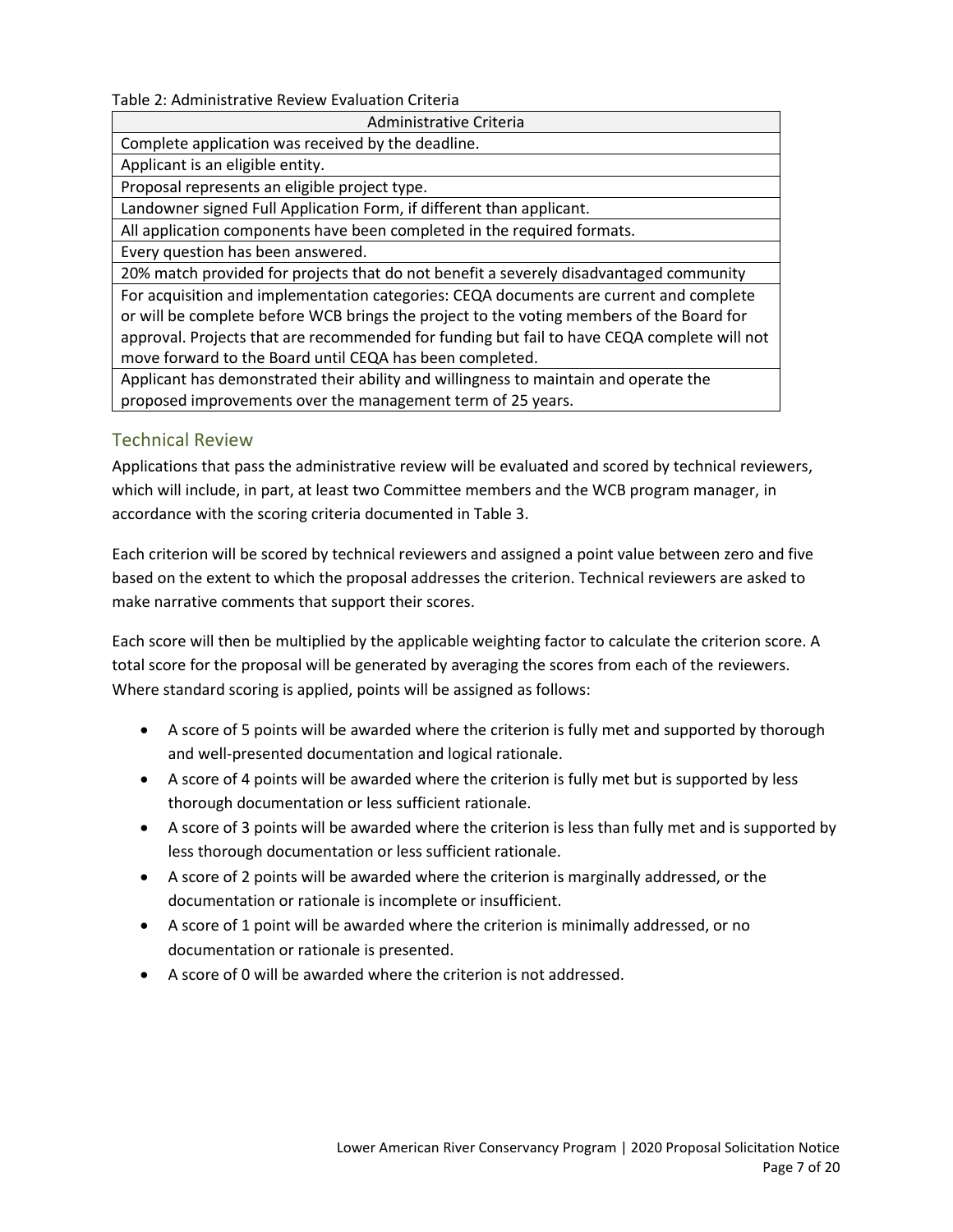Table 2: Administrative Review Evaluation Criteria

| Administrative Criteria |
|---|
| Complete application was received by the deadline. |
| Applicant is an eligible entity. |
| Proposal represents an eligible project type. |
| Landowner signed Full Application Form, if different than applicant. |
| All application components have been completed in the required formats. |
| Every question has been answered. |
| 20% match provided for projects that do not benefit a severely disadvantaged community |
| For acquisition and implementation categories: CEQA documents are current and complete or will be complete before WCB brings the project to the voting members of the Board for approval. Projects that are recommended for funding but fail to have CEQA complete will not move forward to the Board until CEQA has been completed. |
| Applicant has demonstrated their ability and willingness to maintain and operate the proposed improvements over the management term of 25 years. |

## Technical Review

Applications that pass the administrative review will be evaluated and scored by technical reviewers, which will include, in part, at least two Committee members and the WCB program manager, in accordance with the scoring criteria documented in Table 3.

Each criterion will be scored by technical reviewers and assigned a point value between zero and five based on the extent to which the proposal addresses the criterion. Technical reviewers are asked to make narrative comments that support their scores.

Each score will then be multiplied by the applicable weighting factor to calculate the criterion score. A total score for the proposal will be generated by averaging the scores from each of the reviewers. Where standard scoring is applied, points will be assigned as follows:

- A score of 5 points will be awarded where the criterion is fully met and supported by thorough and well-presented documentation and logical rationale.
- A score of 4 points will be awarded where the criterion is fully met but is supported by less thorough documentation or less sufficient rationale.
- A score of 3 points will be awarded where the criterion is less than fully met and is supported by less thorough documentation or less sufficient rationale.
- A score of 2 points will be awarded where the criterion is marginally addressed, or the documentation or rationale is incomplete or insufficient.
- A score of 1 point will be awarded where the criterion is minimally addressed, or no documentation or rationale is presented.
- A score of 0 will be awarded where the criterion is not addressed.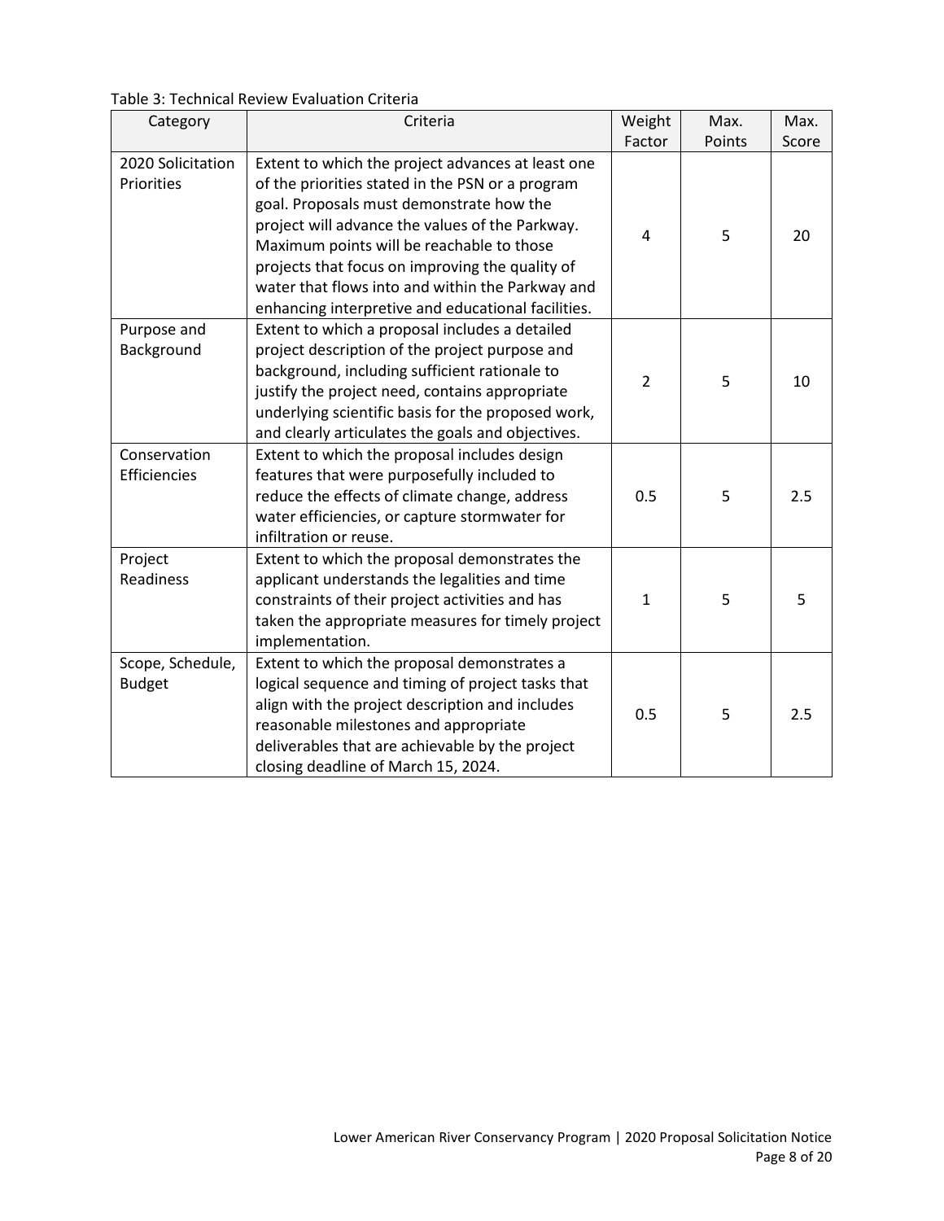Table 3: Technical Review Evaluation Criteria

| Category | Criteria | Weight Factor | Max. Points | Max. Score |
|---|---|---|---|---|
| 2020 Solicitation Priorities | Extent to which the project advances at least one of the priorities stated in the PSN or a program goal. Proposals must demonstrate how the project will advance the values of the Parkway. Maximum points will be reachable to those projects that focus on improving the quality of water that flows into and within the Parkway and enhancing interpretive and educational facilities. | 4 | 5 | 20 |
| Purpose and Background | Extent to which a proposal includes a detailed project description of the project purpose and background, including sufficient rationale to justify the project need, contains appropriate underlying scientific basis for the proposed work, and clearly articulates the goals and objectives. | 2 | 5 | 10 |
| Conservation Efficiencies | Extent to which the proposal includes design features that were purposefully included to reduce the effects of climate change, address water efficiencies, or capture stormwater for infiltration or reuse. | 0.5 | 5 | 2.5 |
| Project Readiness | Extent to which the proposal demonstrates the applicant understands the legalities and time constraints of their project activities and has taken the appropriate measures for timely project implementation. | 1 | 5 | 5 |
| Scope, Schedule, Budget | Extent to which the proposal demonstrates a logical sequence and timing of project tasks that align with the project description and includes reasonable milestones and appropriate deliverables that are achievable by the project closing deadline of March 15, 2024. | 0.5 | 5 | 2.5 |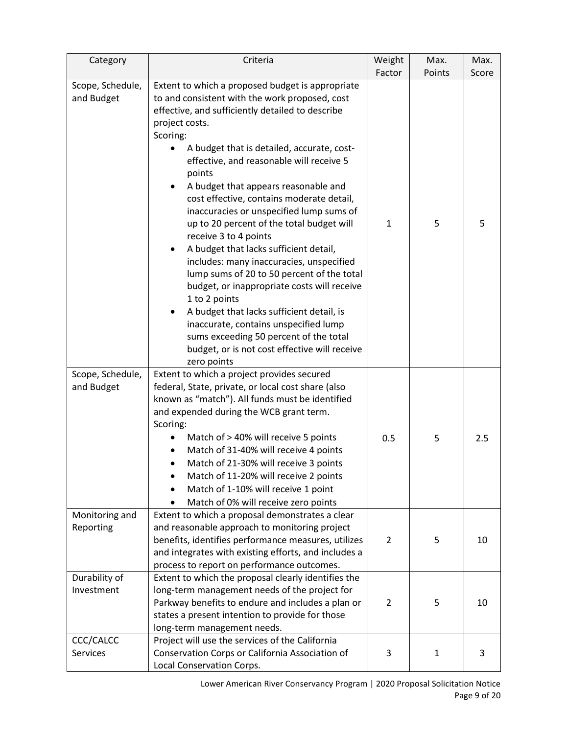| Category | Criteria | Weight Factor | Max. Points | Max. Score |
|---|---|---|---|---|
| Scope, Schedule, and Budget | Extent to which a proposed budget is appropriate to and consistent with the work proposed, cost effective, and sufficiently detailed to describe project costs.<br>Scoring:<br>• A budget that is detailed, accurate, cost-effective, and reasonable will receive 5 points<br>• A budget that appears reasonable and cost effective, contains moderate detail, inaccuracies or unspecified lump sums of up to 20 percent of the total budget will receive 3 to 4 points<br>• A budget that lacks sufficient detail, includes: many inaccuracies, unspecified lump sums of 20 to 50 percent of the total budget, or inappropriate costs will receive 1 to 2 points<br>• A budget that lacks sufficient detail, is inaccurate, contains unspecified lump sums exceeding 50 percent of the total budget, or is not cost effective will receive zero points | 1 | 5 | 5 |
| Scope, Schedule, and Budget | Extent to which a project provides secured federal, State, private, or local cost share (also known as "match"). All funds must be identified and expended during the WCB grant term.<br>Scoring:<br>• Match of > 40% will receive 5 points<br>• Match of 31-40% will receive 4 points<br>• Match of 21-30% will receive 3 points<br>• Match of 11-20% will receive 2 points<br>• Match of 1-10% will receive 1 point<br>• Match of 0% will receive zero points | 0.5 | 5 | 2.5 |
| Monitoring and Reporting | Extent to which a proposal demonstrates a clear and reasonable approach to monitoring project benefits, identifies performance measures, utilizes and integrates with existing efforts, and includes a process to report on performance outcomes. | 2 | 5 | 10 |
| Durability of Investment | Extent to which the proposal clearly identifies the long-term management needs of the project for Parkway benefits to endure and includes a plan or states a present intention to provide for those long-term management needs. | 2 | 5 | 10 |
| CCC/CALCC Services | Project will use the services of the California Conservation Corps or California Association of Local Conservation Corps. | 3 | 1 | 3 |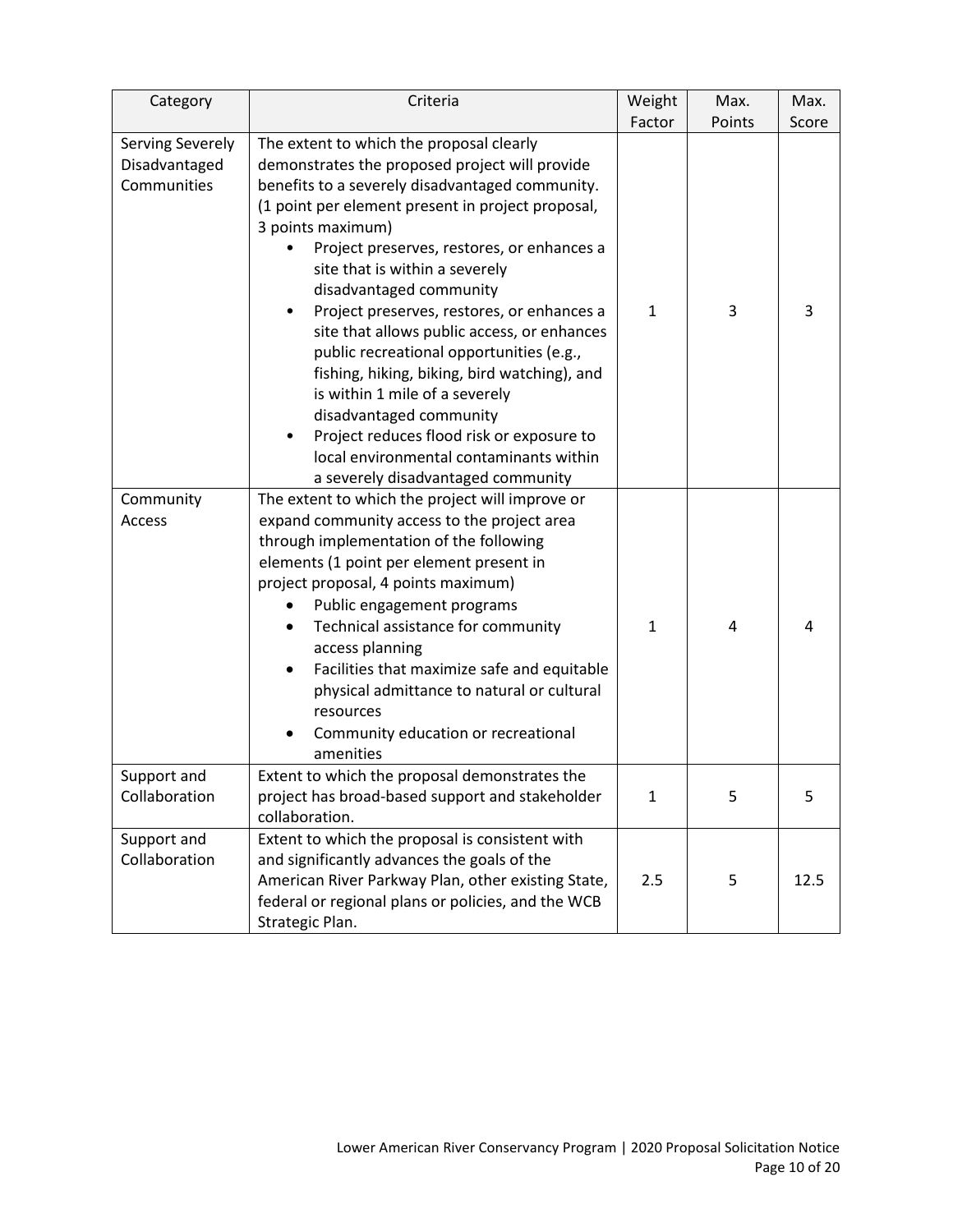| Category | Criteria | Weight Factor | Max. Points | Max. Score |
|---|---|---|---|---|
| Serving Severely Disadvantaged Communities | The extent to which the proposal clearly demonstrates the proposed project will provide benefits to a severely disadvantaged community. (1 point per element present in project proposal, 3 points maximum)<br>• Project preserves, restores, or enhances a site that is within a severely disadvantaged community<br>• Project preserves, restores, or enhances a site that allows public access, or enhances public recreational opportunities (e.g., fishing, hiking, biking, bird watching), and is within 1 mile of a severely disadvantaged community<br>• Project reduces flood risk or exposure to local environmental contaminants within a severely disadvantaged community | 1 | 3 | 3 |
| Community Access | The extent to which the project will improve or expand community access to the project area through implementation of the following elements (1 point per element present in project proposal, 4 points maximum)<br>• Public engagement programs<br>• Technical assistance for community access planning<br>• Facilities that maximize safe and equitable physical admittance to natural or cultural resources<br>• Community education or recreational amenities | 1 | 4 | 4 |
| Support and Collaboration | Extent to which the proposal demonstrates the project has broad-based support and stakeholder collaboration. | 1 | 5 | 5 |
| Support and Collaboration | Extent to which the proposal is consistent with and significantly advances the goals of the American River Parkway Plan, other existing State, federal or regional plans or policies, and the WCB Strategic Plan. | 2.5 | 5 | 12.5 |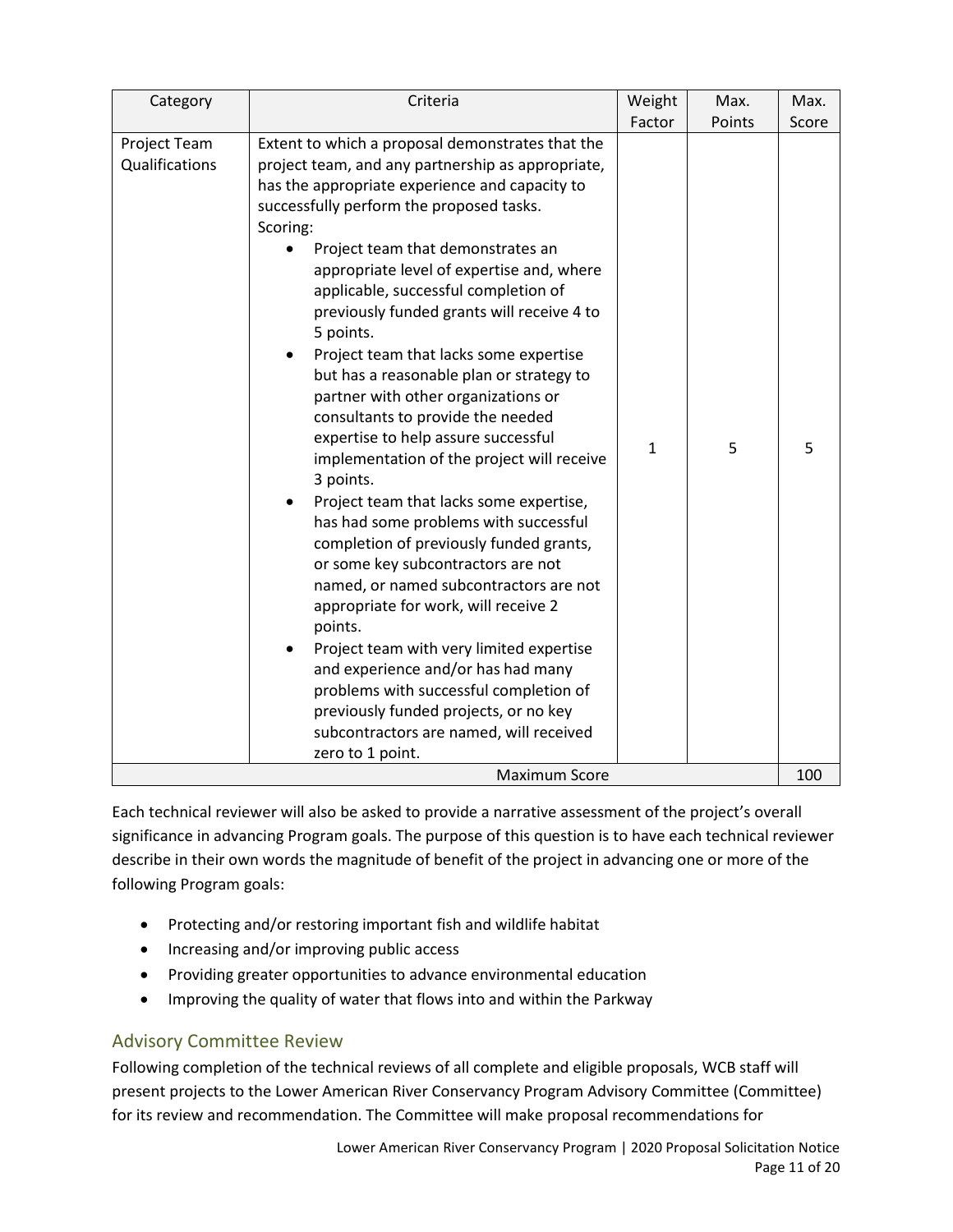| Category | Criteria | Weight Factor | Max. Points | Max. Score |
|---|---|---|---|---|
| Project Team Qualifications | Extent to which a proposal demonstrates that the project team, and any partnership as appropriate, has the appropriate experience and capacity to successfully perform the proposed tasks.<br>Scoring:<br>• Project team that demonstrates an appropriate level of expertise and, where applicable, successful completion of previously funded grants will receive 4 to 5 points.<br>• Project team that lacks some expertise but has a reasonable plan or strategy to partner with other organizations or consultants to provide the needed expertise to help assure successful implementation of the project will receive 3 points.<br>• Project team that lacks some expertise, has had some problems with successful completion of previously funded grants, or some key subcontractors are not named, or named subcontractors are not appropriate for work, will receive 2 points.<br>• Project team with very limited expertise and experience and/or has had many problems with successful completion of previously funded projects, or no key subcontractors are named, will received zero to 1 point. | 1 | 5 | 5 |
| Maximum Score | | | | 100 |

Each technical reviewer will also be asked to provide a narrative assessment of the project's overall significance in advancing Program goals. The purpose of this question is to have each technical reviewer describe in their own words the magnitude of benefit of the project in advancing one or more of the following Program goals:

- Protecting and/or restoring important fish and wildlife habitat
- Increasing and/or improving public access
- Providing greater opportunities to advance environmental education
- Improving the quality of water that flows into and within the Parkway

## Advisory Committee Review

Following completion of the technical reviews of all complete and eligible proposals, WCB staff will present projects to the Lower American River Conservancy Program Advisory Committee (Committee) for its review and recommendation. The Committee will make proposal recommendations for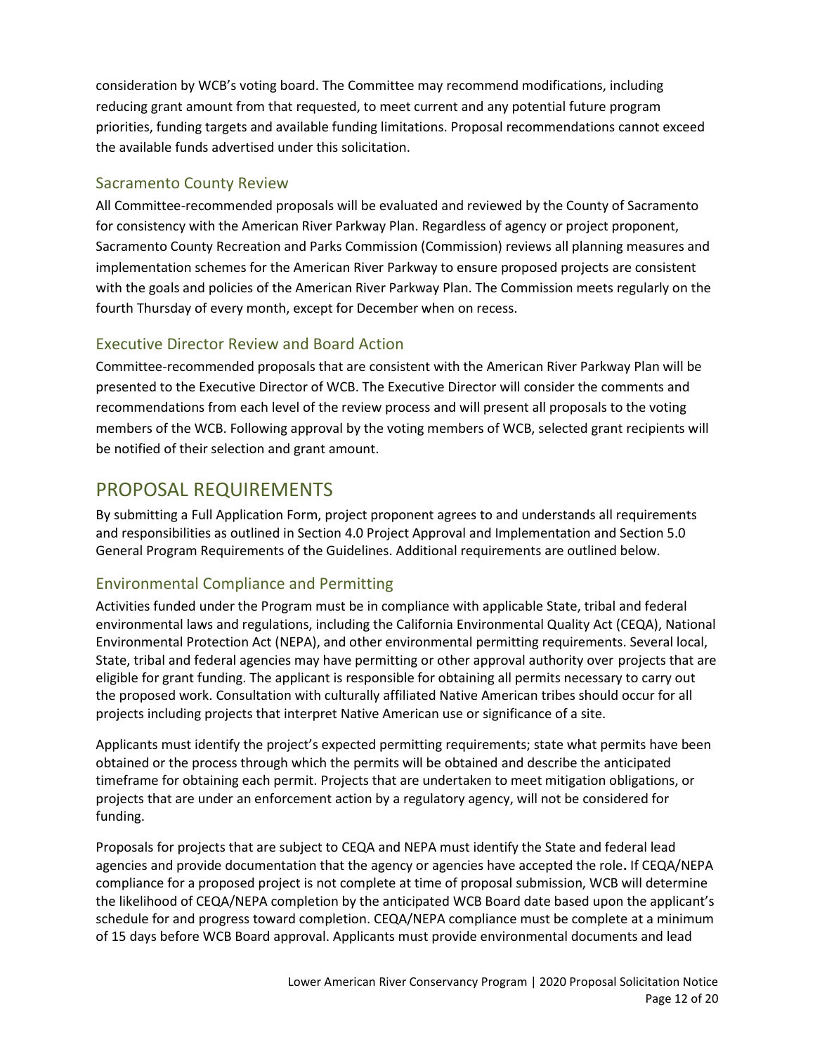consideration by WCB's voting board. The Committee may recommend modifications, including reducing grant amount from that requested, to meet current and any potential future program priorities, funding targets and available funding limitations. Proposal recommendations cannot exceed the available funds advertised under this solicitation.

### Sacramento County Review

All Committee-recommended proposals will be evaluated and reviewed by the County of Sacramento for consistency with the American River Parkway Plan. Regardless of agency or project proponent, Sacramento County Recreation and Parks Commission (Commission) reviews all planning measures and implementation schemes for the American River Parkway to ensure proposed projects are consistent with the goals and policies of the American River Parkway Plan. The Commission meets regularly on the fourth Thursday of every month, except for December when on recess.

### Executive Director Review and Board Action

Committee-recommended proposals that are consistent with the American River Parkway Plan will be presented to the Executive Director of WCB. The Executive Director will consider the comments and recommendations from each level of the review process and will present all proposals to the voting members of the WCB. Following approval by the voting members of WCB, selected grant recipients will be notified of their selection and grant amount.

## PROPOSAL REQUIREMENTS

By submitting a Full Application Form, project proponent agrees to and understands all requirements and responsibilities as outlined in Section 4.0 Project Approval and Implementation and Section 5.0 General Program Requirements of the Guidelines. Additional requirements are outlined below.

### Environmental Compliance and Permitting

Activities funded under the Program must be in compliance with applicable State, tribal and federal environmental laws and regulations, including the California Environmental Quality Act (CEQA), National Environmental Protection Act (NEPA), and other environmental permitting requirements. Several local, State, tribal and federal agencies may have permitting or other approval authority over projects that are eligible for grant funding. The applicant is responsible for obtaining all permits necessary to carry out the proposed work. Consultation with culturally affiliated Native American tribes should occur for all projects including projects that interpret Native American use or significance of a site.

Applicants must identify the project's expected permitting requirements; state what permits have been obtained or the process through which the permits will be obtained and describe the anticipated timeframe for obtaining each permit. Projects that are undertaken to meet mitigation obligations, or projects that are under an enforcement action by a regulatory agency, will not be considered for funding.

Proposals for projects that are subject to CEQA and NEPA must identify the State and federal lead agencies and provide documentation that the agency or agencies have accepted the role**.** If CEQA/NEPA compliance for a proposed project is not complete at time of proposal submission, WCB will determine the likelihood of CEQA/NEPA completion by the anticipated WCB Board date based upon the applicant's schedule for and progress toward completion. CEQA/NEPA compliance must be complete at a minimum of 15 days before WCB Board approval. Applicants must provide environmental documents and lead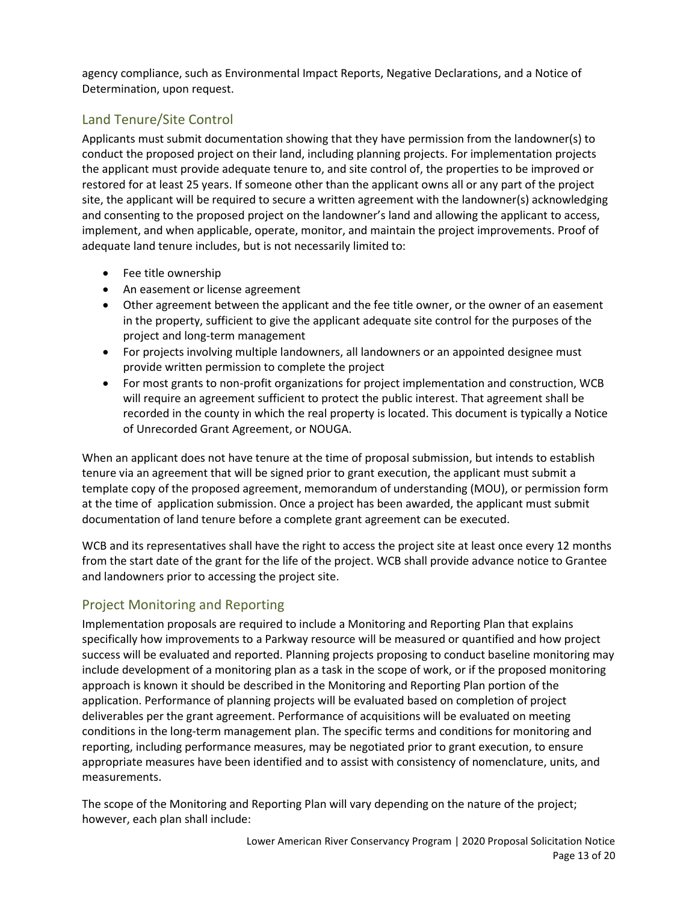agency compliance, such as Environmental Impact Reports, Negative Declarations, and a Notice of Determination, upon request.

## Land Tenure/Site Control

Applicants must submit documentation showing that they have permission from the landowner(s) to conduct the proposed project on their land, including planning projects. For implementation projects the applicant must provide adequate tenure to, and site control of, the properties to be improved or restored for at least 25 years. If someone other than the applicant owns all or any part of the project site, the applicant will be required to secure a written agreement with the landowner(s) acknowledging and consenting to the proposed project on the landowner's land and allowing the applicant to access, implement, and when applicable, operate, monitor, and maintain the project improvements. Proof of adequate land tenure includes, but is not necessarily limited to:

- Fee title ownership
- An easement or license agreement
- Other agreement between the applicant and the fee title owner, or the owner of an easement in the property, sufficient to give the applicant adequate site control for the purposes of the project and long-term management
- For projects involving multiple landowners, all landowners or an appointed designee must provide written permission to complete the project
- For most grants to non-profit organizations for project implementation and construction, WCB will require an agreement sufficient to protect the public interest. That agreement shall be recorded in the county in which the real property is located. This document is typically a Notice of Unrecorded Grant Agreement, or NOUGA.

When an applicant does not have tenure at the time of proposal submission, but intends to establish tenure via an agreement that will be signed prior to grant execution, the applicant must submit a template copy of the proposed agreement, memorandum of understanding (MOU), or permission form at the time of application submission. Once a project has been awarded, the applicant must submit documentation of land tenure before a complete grant agreement can be executed.

WCB and its representatives shall have the right to access the project site at least once every 12 months from the start date of the grant for the life of the project. WCB shall provide advance notice to Grantee and landowners prior to accessing the project site.

## Project Monitoring and Reporting

Implementation proposals are required to include a Monitoring and Reporting Plan that explains specifically how improvements to a Parkway resource will be measured or quantified and how project success will be evaluated and reported. Planning projects proposing to conduct baseline monitoring may include development of a monitoring plan as a task in the scope of work, or if the proposed monitoring approach is known it should be described in the Monitoring and Reporting Plan portion of the application. Performance of planning projects will be evaluated based on completion of project deliverables per the grant agreement. Performance of acquisitions will be evaluated on meeting conditions in the long-term management plan. The specific terms and conditions for monitoring and reporting, including performance measures, may be negotiated prior to grant execution, to ensure appropriate measures have been identified and to assist with consistency of nomenclature, units, and measurements.

The scope of the Monitoring and Reporting Plan will vary depending on the nature of the project; however, each plan shall include: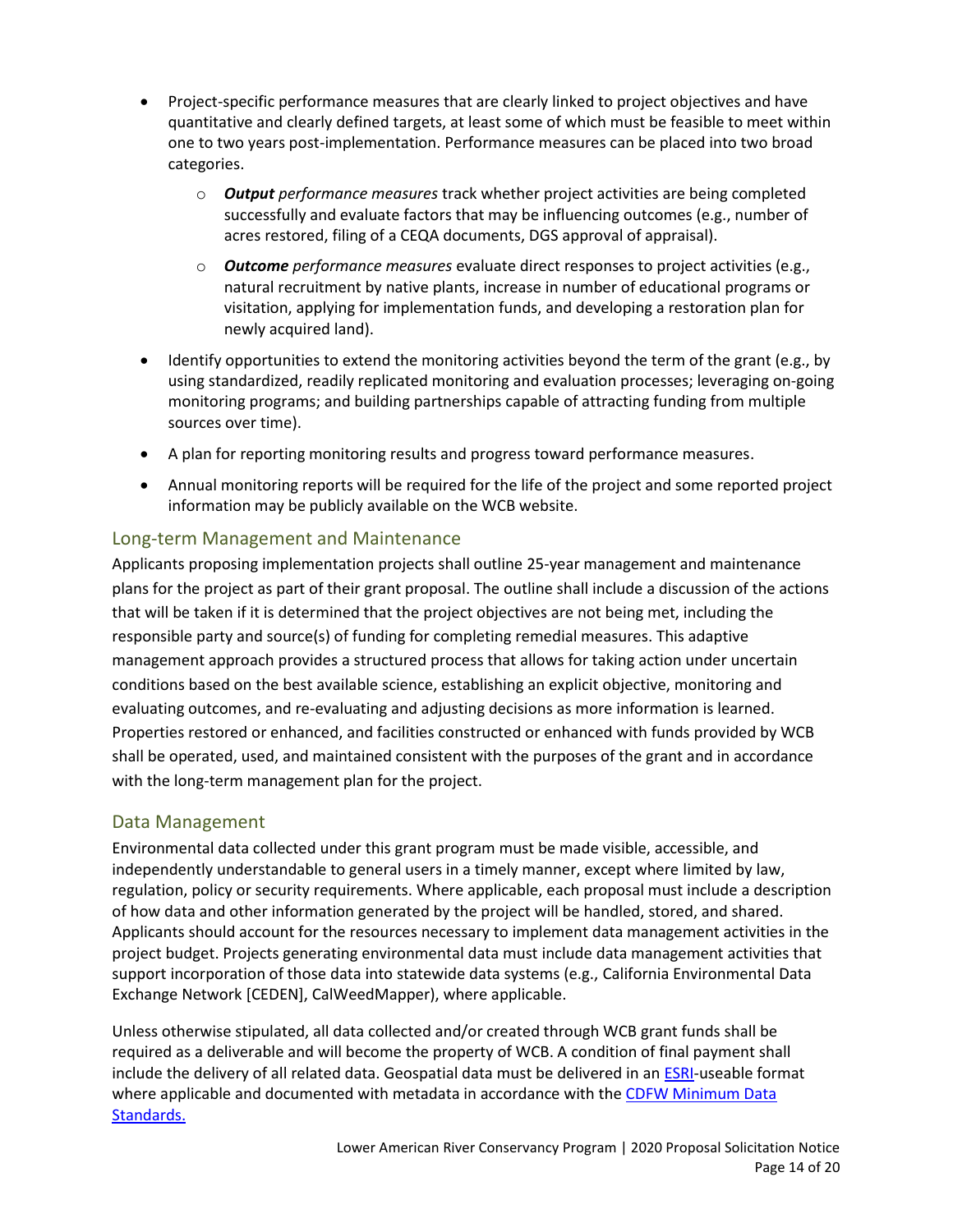- Project-specific performance measures that are clearly linked to project objectives and have quantitative and clearly defined targets, at least some of which must be feasible to meet within one to two years post-implementation. Performance measures can be placed into two broad categories.
  - ***Output*** *performance measures* track whether project activities are being completed successfully and evaluate factors that may be influencing outcomes (e.g., number of acres restored, filing of a CEQA documents, DGS approval of appraisal).
  - ***Outcome*** *performance measures* evaluate direct responses to project activities (e.g., natural recruitment by native plants, increase in number of educational programs or visitation, applying for implementation funds, and developing a restoration plan for newly acquired land).
- Identify opportunities to extend the monitoring activities beyond the term of the grant (e.g., by using standardized, readily replicated monitoring and evaluation processes; leveraging on-going monitoring programs; and building partnerships capable of attracting funding from multiple sources over time).
- A plan for reporting monitoring results and progress toward performance measures.
- Annual monitoring reports will be required for the life of the project and some reported project information may be publicly available on the WCB website.

## Long-term Management and Maintenance

Applicants proposing implementation projects shall outline 25-year management and maintenance plans for the project as part of their grant proposal. The outline shall include a discussion of the actions that will be taken if it is determined that the project objectives are not being met, including the responsible party and source(s) of funding for completing remedial measures. This adaptive management approach provides a structured process that allows for taking action under uncertain conditions based on the best available science, establishing an explicit objective, monitoring and evaluating outcomes, and re-evaluating and adjusting decisions as more information is learned. Properties restored or enhanced, and facilities constructed or enhanced with funds provided by WCB shall be operated, used, and maintained consistent with the purposes of the grant and in accordance with the long-term management plan for the project.

## Data Management

Environmental data collected under this grant program must be made visible, accessible, and independently understandable to general users in a timely manner, except where limited by law, regulation, policy or security requirements. Where applicable, each proposal must include a description of how data and other information generated by the project will be handled, stored, and shared. Applicants should account for the resources necessary to implement data management activities in the project budget. Projects generating environmental data must include data management activities that support incorporation of those data into statewide data systems (e.g., California Environmental Data Exchange Network [CEDEN], CalWeedMapper), where applicable.

Unless otherwise stipulated, all data collected and/or created through WCB grant funds shall be required as a deliverable and will become the property of WCB. A condition of final payment shall include the delivery of all related data. Geospatial data must be delivered in an ESRI-useable format where applicable and documented with metadata in accordance with the CDFW Minimum Data Standards.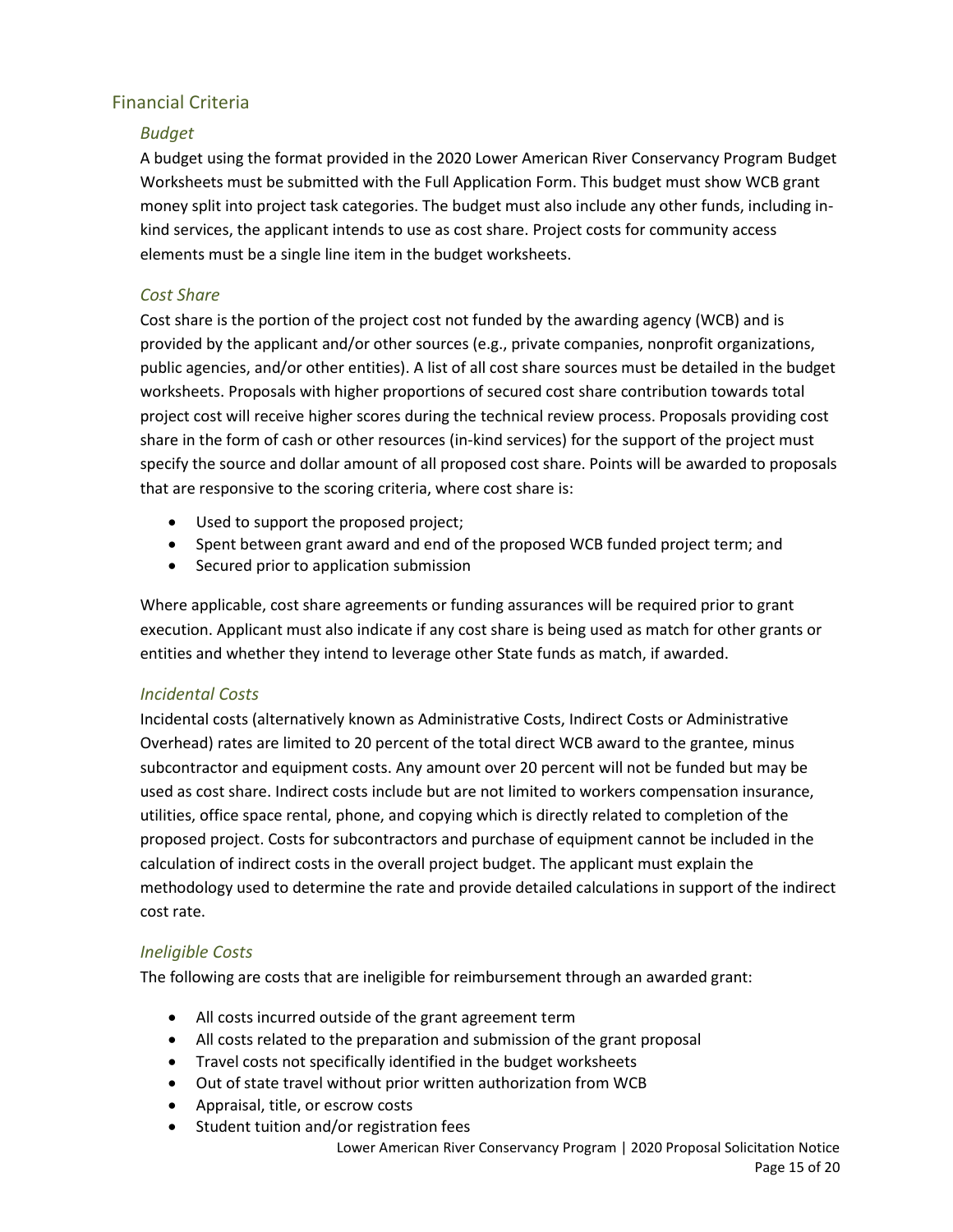## Financial Criteria

### *Budget*

A budget using the format provided in the 2020 Lower American River Conservancy Program Budget Worksheets must be submitted with the Full Application Form. This budget must show WCB grant money split into project task categories. The budget must also include any other funds, including in-kind services, the applicant intends to use as cost share. Project costs for community access elements must be a single line item in the budget worksheets.

### *Cost Share*

Cost share is the portion of the project cost not funded by the awarding agency (WCB) and is provided by the applicant and/or other sources (e.g., private companies, nonprofit organizations, public agencies, and/or other entities). A list of all cost share sources must be detailed in the budget worksheets. Proposals with higher proportions of secured cost share contribution towards total project cost will receive higher scores during the technical review process. Proposals providing cost share in the form of cash or other resources (in-kind services) for the support of the project must specify the source and dollar amount of all proposed cost share. Points will be awarded to proposals that are responsive to the scoring criteria, where cost share is:

- Used to support the proposed project;
- Spent between grant award and end of the proposed WCB funded project term; and
- Secured prior to application submission

Where applicable, cost share agreements or funding assurances will be required prior to grant execution. Applicant must also indicate if any cost share is being used as match for other grants or entities and whether they intend to leverage other State funds as match, if awarded.

### *Incidental Costs*

Incidental costs (alternatively known as Administrative Costs, Indirect Costs or Administrative Overhead) rates are limited to 20 percent of the total direct WCB award to the grantee, minus subcontractor and equipment costs. Any amount over 20 percent will not be funded but may be used as cost share. Indirect costs include but are not limited to workers compensation insurance, utilities, office space rental, phone, and copying which is directly related to completion of the proposed project. Costs for subcontractors and purchase of equipment cannot be included in the calculation of indirect costs in the overall project budget. The applicant must explain the methodology used to determine the rate and provide detailed calculations in support of the indirect cost rate.

### *Ineligible Costs*

The following are costs that are ineligible for reimbursement through an awarded grant:

- All costs incurred outside of the grant agreement term
- All costs related to the preparation and submission of the grant proposal
- Travel costs not specifically identified in the budget worksheets
- Out of state travel without prior written authorization from WCB
- Appraisal, title, or escrow costs
- Student tuition and/or registration fees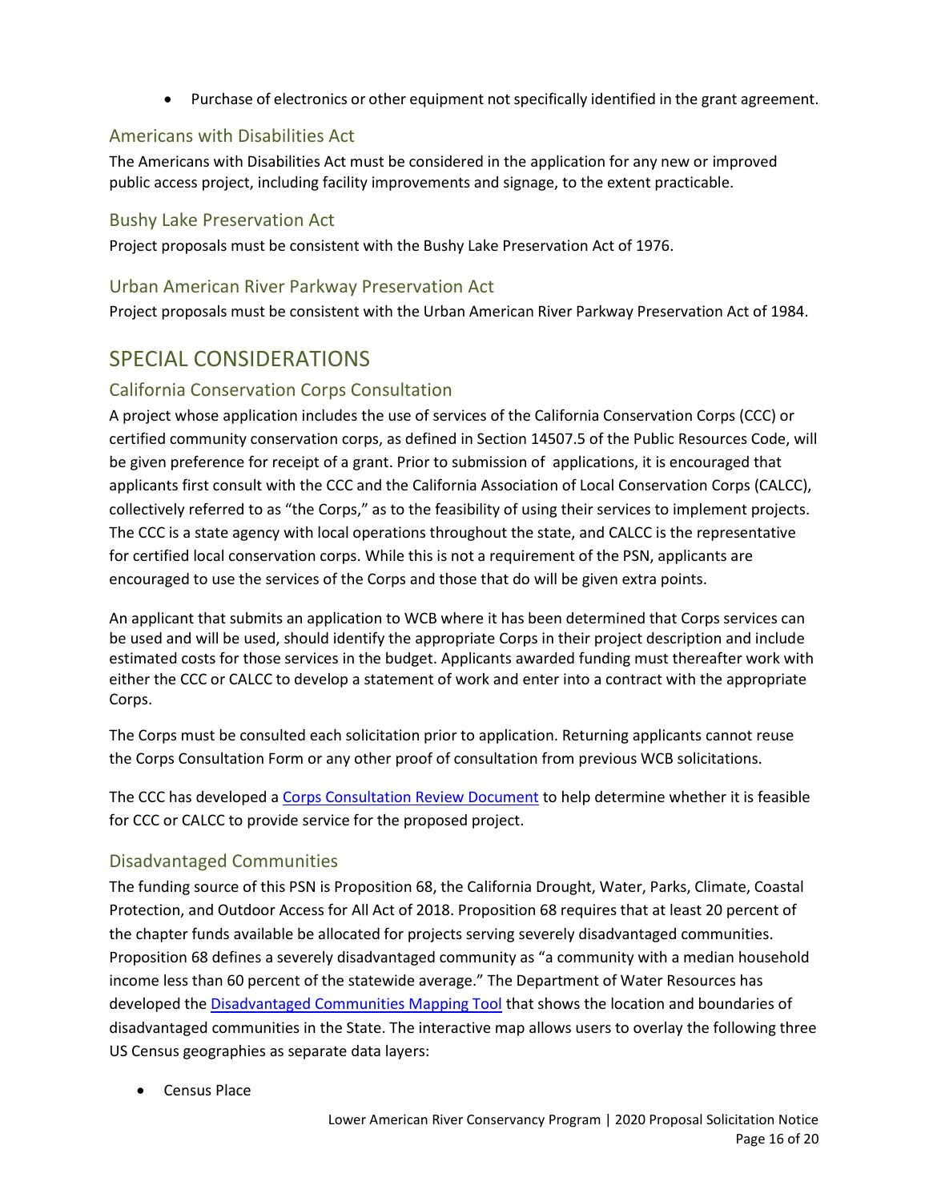- Purchase of electronics or other equipment not specifically identified in the grant agreement.

### Americans with Disabilities Act

The Americans with Disabilities Act must be considered in the application for any new or improved public access project, including facility improvements and signage, to the extent practicable.

### Bushy Lake Preservation Act

Project proposals must be consistent with the Bushy Lake Preservation Act of 1976.

### Urban American River Parkway Preservation Act

Project proposals must be consistent with the Urban American River Parkway Preservation Act of 1984.

## SPECIAL CONSIDERATIONS

### California Conservation Corps Consultation

A project whose application includes the use of services of the California Conservation Corps (CCC) or certified community conservation corps, as defined in Section 14507.5 of the Public Resources Code, will be given preference for receipt of a grant. Prior to submission of applications, it is encouraged that applicants first consult with the CCC and the California Association of Local Conservation Corps (CALCC), collectively referred to as "the Corps," as to the feasibility of using their services to implement projects. The CCC is a state agency with local operations throughout the state, and CALCC is the representative for certified local conservation corps. While this is not a requirement of the PSN, applicants are encouraged to use the services of the Corps and those that do will be given extra points.

An applicant that submits an application to WCB where it has been determined that Corps services can be used and will be used, should identify the appropriate Corps in their project description and include estimated costs for those services in the budget. Applicants awarded funding must thereafter work with either the CCC or CALCC to develop a statement of work and enter into a contract with the appropriate Corps.

The Corps must be consulted each solicitation prior to application. Returning applicants cannot reuse the Corps Consultation Form or any other proof of consultation from previous WCB solicitations.

The CCC has developed a Corps Consultation Review Document to help determine whether it is feasible for CCC or CALCC to provide service for the proposed project.

### Disadvantaged Communities

The funding source of this PSN is Proposition 68, the California Drought, Water, Parks, Climate, Coastal Protection, and Outdoor Access for All Act of 2018. Proposition 68 requires that at least 20 percent of the chapter funds available be allocated for projects serving severely disadvantaged communities. Proposition 68 defines a severely disadvantaged community as "a community with a median household income less than 60 percent of the statewide average." The Department of Water Resources has developed the Disadvantaged Communities Mapping Tool that shows the location and boundaries of disadvantaged communities in the State. The interactive map allows users to overlay the following three US Census geographies as separate data layers:

- Census Place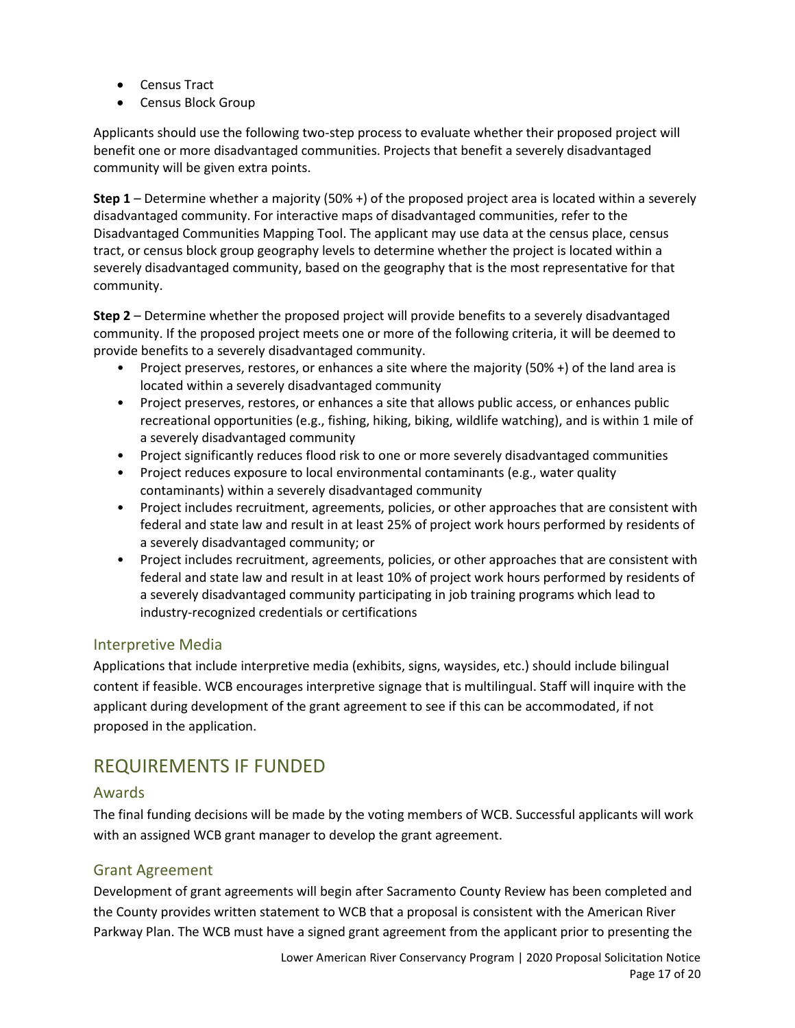- Census Tract
- Census Block Group

Applicants should use the following two-step process to evaluate whether their proposed project will benefit one or more disadvantaged communities. Projects that benefit a severely disadvantaged community will be given extra points.

**Step 1** – Determine whether a majority (50% +) of the proposed project area is located within a severely disadvantaged community. For interactive maps of disadvantaged communities, refer to the Disadvantaged Communities Mapping Tool. The applicant may use data at the census place, census tract, or census block group geography levels to determine whether the project is located within a severely disadvantaged community, based on the geography that is the most representative for that community.

**Step 2** – Determine whether the proposed project will provide benefits to a severely disadvantaged community. If the proposed project meets one or more of the following criteria, it will be deemed to provide benefits to a severely disadvantaged community.

- Project preserves, restores, or enhances a site where the majority (50% +) of the land area is located within a severely disadvantaged community
- Project preserves, restores, or enhances a site that allows public access, or enhances public recreational opportunities (e.g., fishing, hiking, biking, wildlife watching), and is within 1 mile of a severely disadvantaged community
- Project significantly reduces flood risk to one or more severely disadvantaged communities
- Project reduces exposure to local environmental contaminants (e.g., water quality contaminants) within a severely disadvantaged community
- Project includes recruitment, agreements, policies, or other approaches that are consistent with federal and state law and result in at least 25% of project work hours performed by residents of a severely disadvantaged community; or
- Project includes recruitment, agreements, policies, or other approaches that are consistent with federal and state law and result in at least 10% of project work hours performed by residents of a severely disadvantaged community participating in job training programs which lead to industry-recognized credentials or certifications

### Interpretive Media

Applications that include interpretive media (exhibits, signs, waysides, etc.) should include bilingual content if feasible. WCB encourages interpretive signage that is multilingual. Staff will inquire with the applicant during development of the grant agreement to see if this can be accommodated, if not proposed in the application.

## REQUIREMENTS IF FUNDED

### Awards

The final funding decisions will be made by the voting members of WCB. Successful applicants will work with an assigned WCB grant manager to develop the grant agreement.

### Grant Agreement

Development of grant agreements will begin after Sacramento County Review has been completed and the County provides written statement to WCB that a proposal is consistent with the American River Parkway Plan. The WCB must have a signed grant agreement from the applicant prior to presenting the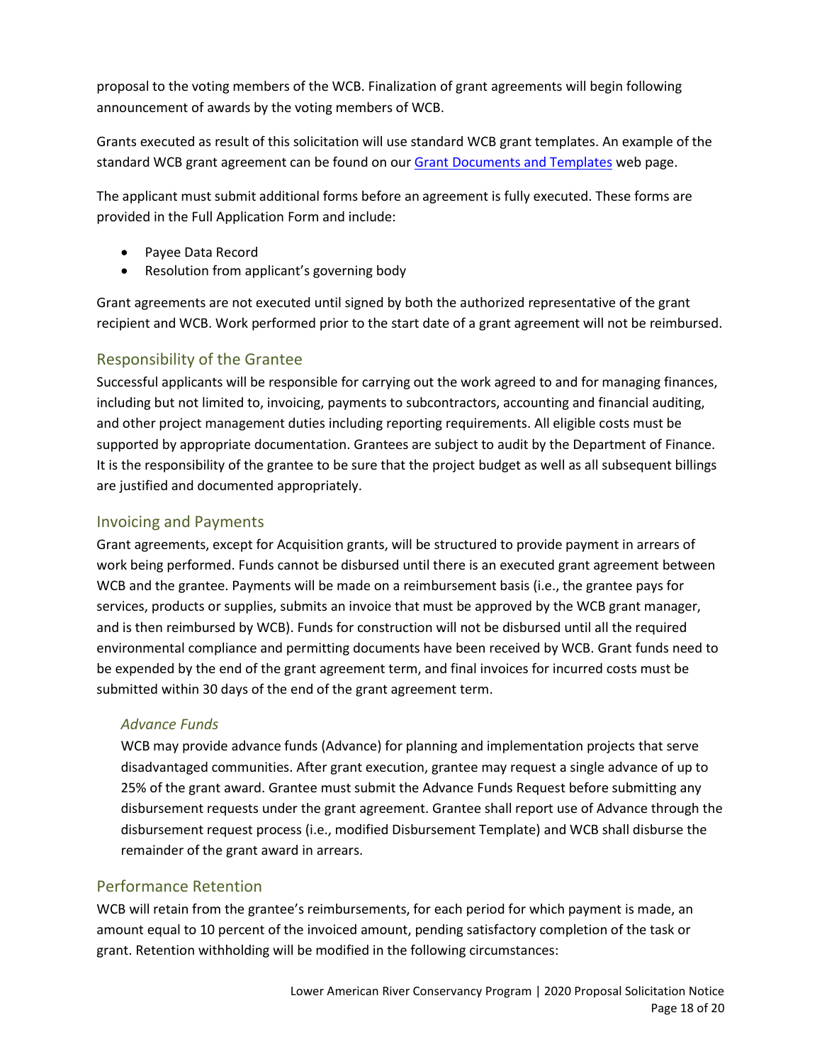proposal to the voting members of the WCB. Finalization of grant agreements will begin following announcement of awards by the voting members of WCB.

Grants executed as result of this solicitation will use standard WCB grant templates. An example of the standard WCB grant agreement can be found on our [Grant Documents and Templates]() web page.

The applicant must submit additional forms before an agreement is fully executed. These forms are provided in the Full Application Form and include:

- Payee Data Record
- Resolution from applicant's governing body

Grant agreements are not executed until signed by both the authorized representative of the grant recipient and WCB. Work performed prior to the start date of a grant agreement will not be reimbursed.

## Responsibility of the Grantee

Successful applicants will be responsible for carrying out the work agreed to and for managing finances, including but not limited to, invoicing, payments to subcontractors, accounting and financial auditing, and other project management duties including reporting requirements. All eligible costs must be supported by appropriate documentation. Grantees are subject to audit by the Department of Finance. It is the responsibility of the grantee to be sure that the project budget as well as all subsequent billings are justified and documented appropriately.

## Invoicing and Payments

Grant agreements, except for Acquisition grants, will be structured to provide payment in arrears of work being performed. Funds cannot be disbursed until there is an executed grant agreement between WCB and the grantee. Payments will be made on a reimbursement basis (i.e., the grantee pays for services, products or supplies, submits an invoice that must be approved by the WCB grant manager, and is then reimbursed by WCB). Funds for construction will not be disbursed until all the required environmental compliance and permitting documents have been received by WCB. Grant funds need to be expended by the end of the grant agreement term, and final invoices for incurred costs must be submitted within 30 days of the end of the grant agreement term.

### *Advance Funds*

WCB may provide advance funds (Advance) for planning and implementation projects that serve disadvantaged communities. After grant execution, grantee may request a single advance of up to 25% of the grant award. Grantee must submit the Advance Funds Request before submitting any disbursement requests under the grant agreement. Grantee shall report use of Advance through the disbursement request process (i.e., modified Disbursement Template) and WCB shall disburse the remainder of the grant award in arrears.

## Performance Retention

WCB will retain from the grantee's reimbursements, for each period for which payment is made, an amount equal to 10 percent of the invoiced amount, pending satisfactory completion of the task or grant. Retention withholding will be modified in the following circumstances: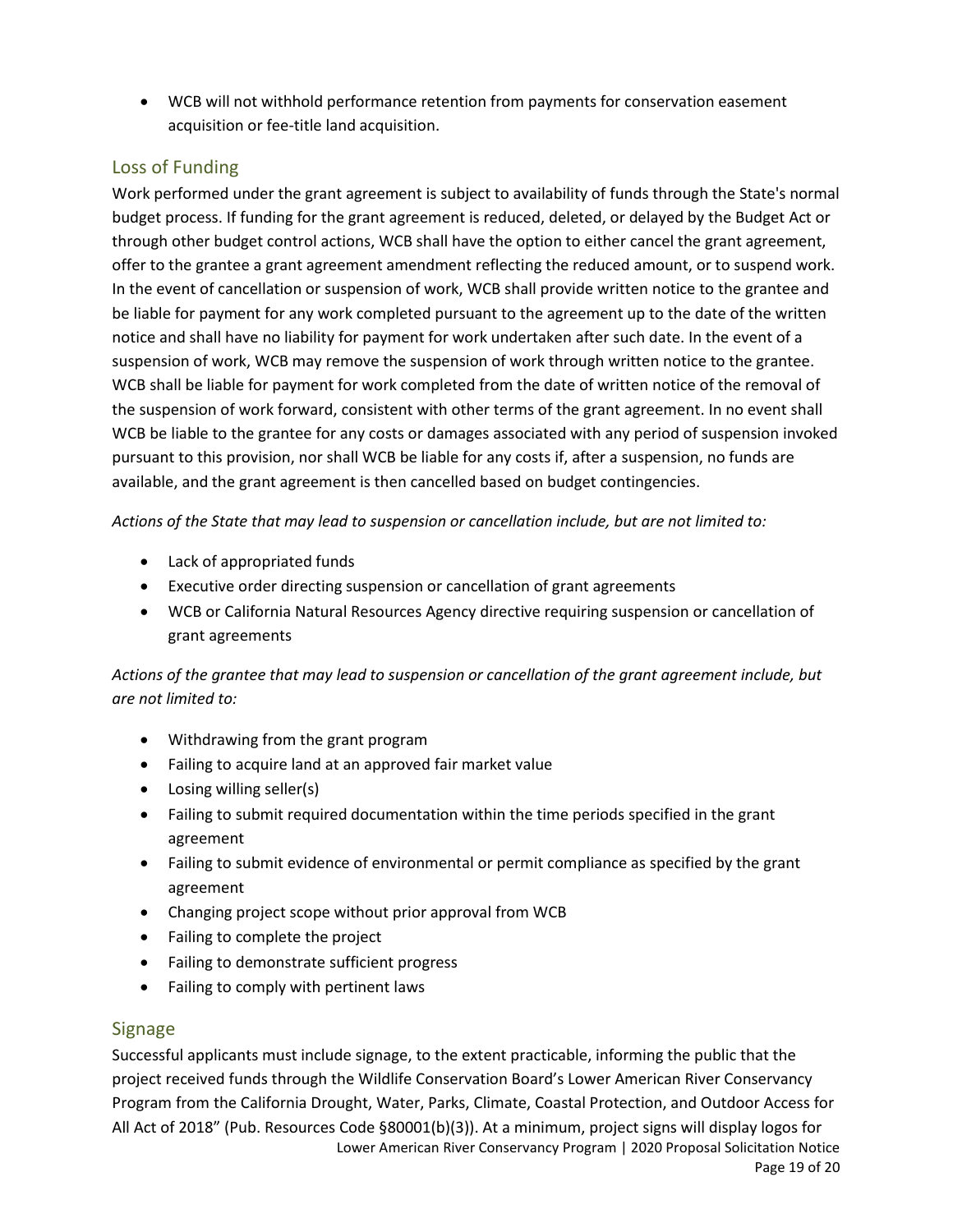- WCB will not withhold performance retention from payments for conservation easement acquisition or fee-title land acquisition.

## Loss of Funding

Work performed under the grant agreement is subject to availability of funds through the State's normal budget process. If funding for the grant agreement is reduced, deleted, or delayed by the Budget Act or through other budget control actions, WCB shall have the option to either cancel the grant agreement, offer to the grantee a grant agreement amendment reflecting the reduced amount, or to suspend work. In the event of cancellation or suspension of work, WCB shall provide written notice to the grantee and be liable for payment for any work completed pursuant to the agreement up to the date of the written notice and shall have no liability for payment for work undertaken after such date. In the event of a suspension of work, WCB may remove the suspension of work through written notice to the grantee. WCB shall be liable for payment for work completed from the date of written notice of the removal of the suspension of work forward, consistent with other terms of the grant agreement. In no event shall WCB be liable to the grantee for any costs or damages associated with any period of suspension invoked pursuant to this provision, nor shall WCB be liable for any costs if, after a suspension, no funds are available, and the grant agreement is then cancelled based on budget contingencies.

*Actions of the State that may lead to suspension or cancellation include, but are not limited to:*

- Lack of appropriated funds
- Executive order directing suspension or cancellation of grant agreements
- WCB or California Natural Resources Agency directive requiring suspension or cancellation of grant agreements

*Actions of the grantee that may lead to suspension or cancellation of the grant agreement include, but are not limited to:*

- Withdrawing from the grant program
- Failing to acquire land at an approved fair market value
- Losing willing seller(s)
- Failing to submit required documentation within the time periods specified in the grant agreement
- Failing to submit evidence of environmental or permit compliance as specified by the grant agreement
- Changing project scope without prior approval from WCB
- Failing to complete the project
- Failing to demonstrate sufficient progress
- Failing to comply with pertinent laws

## Signage

Successful applicants must include signage, to the extent practicable, informing the public that the project received funds through the Wildlife Conservation Board's Lower American River Conservancy Program from the California Drought, Water, Parks, Climate, Coastal Protection, and Outdoor Access for All Act of 2018" (Pub. Resources Code §80001(b)(3)). At a minimum, project signs will display logos for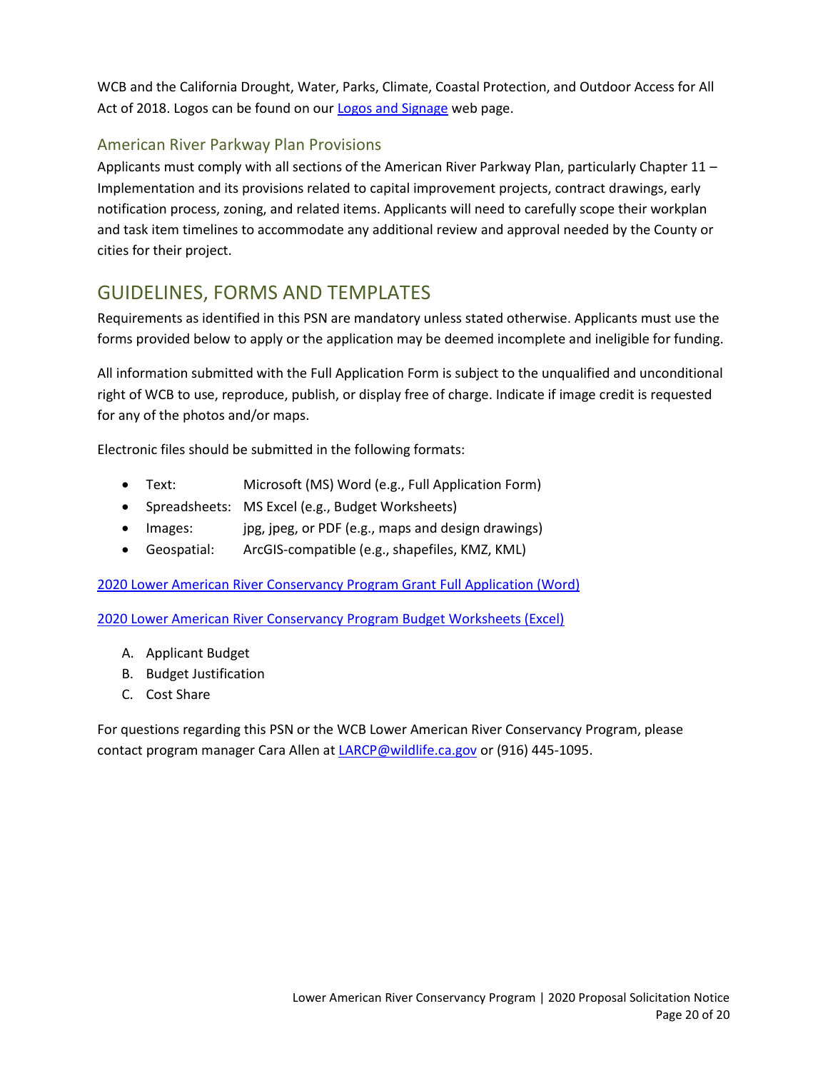WCB and the California Drought, Water, Parks, Climate, Coastal Protection, and Outdoor Access for All Act of 2018. Logos can be found on our [Logos and Signage]() web page.

### American River Parkway Plan Provisions

Applicants must comply with all sections of the American River Parkway Plan, particularly Chapter 11 – Implementation and its provisions related to capital improvement projects, contract drawings, early notification process, zoning, and related items. Applicants will need to carefully scope their workplan and task item timelines to accommodate any additional review and approval needed by the County or cities for their project.

## GUIDELINES, FORMS AND TEMPLATES

Requirements as identified in this PSN are mandatory unless stated otherwise. Applicants must use the forms provided below to apply or the application may be deemed incomplete and ineligible for funding.

All information submitted with the Full Application Form is subject to the unqualified and unconditional right of WCB to use, reproduce, publish, or display free of charge. Indicate if image credit is requested for any of the photos and/or maps.

Electronic files should be submitted in the following formats:

- Text: Microsoft (MS) Word (e.g., Full Application Form)
- Spreadsheets: MS Excel (e.g., Budget Worksheets)
- Images: jpg, jpeg, or PDF (e.g., maps and design drawings)
- Geospatial: ArcGIS-compatible (e.g., shapefiles, KMZ, KML)

2020 Lower American River Conservancy Program Grant Full Application (Word)

2020 Lower American River Conservancy Program Budget Worksheets (Excel)

A. Applicant Budget
B. Budget Justification
C. Cost Share

For questions regarding this PSN or the WCB Lower American River Conservancy Program, please contact program manager Cara Allen at LARCP@wildlife.ca.gov or (916) 445-1095.